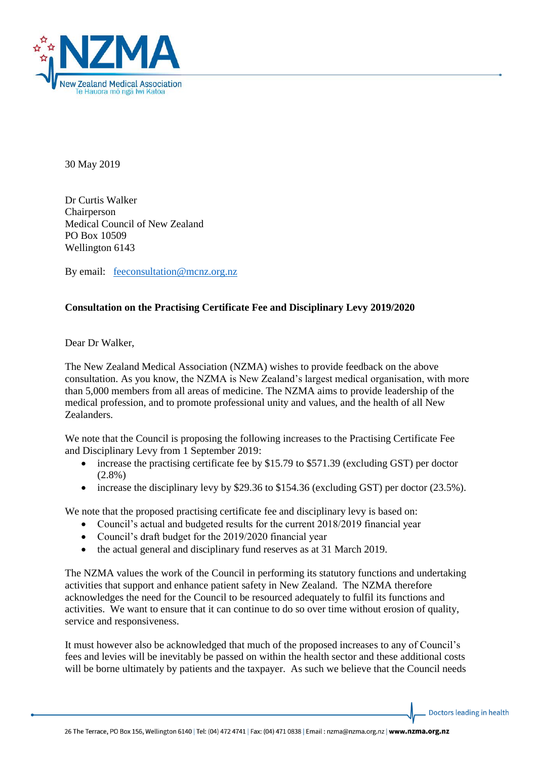30 May 2019

Dr Curtis Walker
Chairperson
Medical Council of New Zealand
PO Box 10509
Wellington 6143

By email: feeconsultation@mcnz.org.nz

**Consultation on the Practising Certificate Fee and Disciplinary Levy 2019/2020**

Dear Dr Walker,

The New Zealand Medical Association (NZMA) wishes to provide feedback on the above consultation. As you know, the NZMA is New Zealand's largest medical organisation, with more than 5,000 members from all areas of medicine. The NZMA aims to provide leadership of the medical profession, and to promote professional unity and values, and the health of all New Zealanders.

We note that the Council is proposing the following increases to the Practising Certificate Fee and Disciplinary Levy from 1 September 2019:

- increase the practising certificate fee by $15.79 to $571.39 (excluding GST) per doctor (2.8%)
- increase the disciplinary levy by $29.36 to $154.36 (excluding GST) per doctor (23.5%).

We note that the proposed practising certificate fee and disciplinary levy is based on:

- Council's actual and budgeted results for the current 2018/2019 financial year
- Council's draft budget for the 2019/2020 financial year
- the actual general and disciplinary fund reserves as at 31 March 2019.

The NZMA values the work of the Council in performing its statutory functions and undertaking activities that support and enhance patient safety in New Zealand. The NZMA therefore acknowledges the need for the Council to be resourced adequately to fulfil its functions and activities. We want to ensure that it can continue to do so over time without erosion of quality, service and responsiveness.

It must however also be acknowledged that much of the proposed increases to any of Council's fees and levies will be inevitably be passed on within the health sector and these additional costs will be borne ultimately by patients and the taxpayer. As such we believe that the Council needs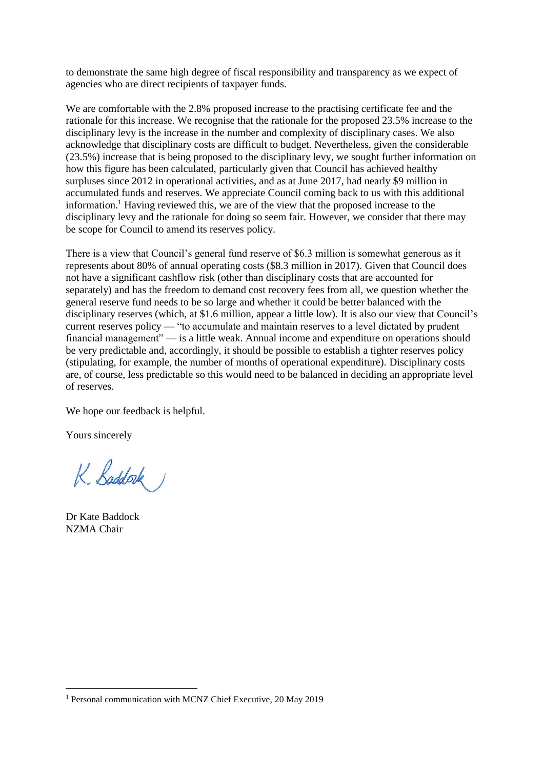to demonstrate the same high degree of fiscal responsibility and transparency as we expect of agencies who are direct recipients of taxpayer funds.

We are comfortable with the 2.8% proposed increase to the practising certificate fee and the rationale for this increase. We recognise that the rationale for the proposed 23.5% increase to the disciplinary levy is the increase in the number and complexity of disciplinary cases. We also acknowledge that disciplinary costs are difficult to budget. Nevertheless, given the considerable (23.5%) increase that is being proposed to the disciplinary levy, we sought further information on how this figure has been calculated, particularly given that Council has achieved healthy surpluses since 2012 in operational activities, and as at June 2017, had nearly $9 million in accumulated funds and reserves. We appreciate Council coming back to us with this additional information.[1] Having reviewed this, we are of the view that the proposed increase to the disciplinary levy and the rationale for doing so seem fair. However, we consider that there may be scope for Council to amend its reserves policy.

There is a view that Council's general fund reserve of $6.3 million is somewhat generous as it represents about 80% of annual operating costs ($8.3 million in 2017). Given that Council does not have a significant cashflow risk (other than disciplinary costs that are accounted for separately) and has the freedom to demand cost recovery fees from all, we question whether the general reserve fund needs to be so large and whether it could be better balanced with the disciplinary reserves (which, at $1.6 million, appear a little low). It is also our view that Council's current reserves policy — "to accumulate and maintain reserves to a level dictated by prudent financial management" — is a little weak. Annual income and expenditure on operations should be very predictable and, accordingly, it should be possible to establish a tighter reserves policy (stipulating, for example, the number of months of operational expenditure). Disciplinary costs are, of course, less predictable so this would need to be balanced in deciding an appropriate level of reserves.

We hope our feedback is helpful.

Yours sincerely

K. Baddock

Dr Kate Baddock
NZMA Chair

[1] Personal communication with MCNZ Chief Executive, 20 May 2019